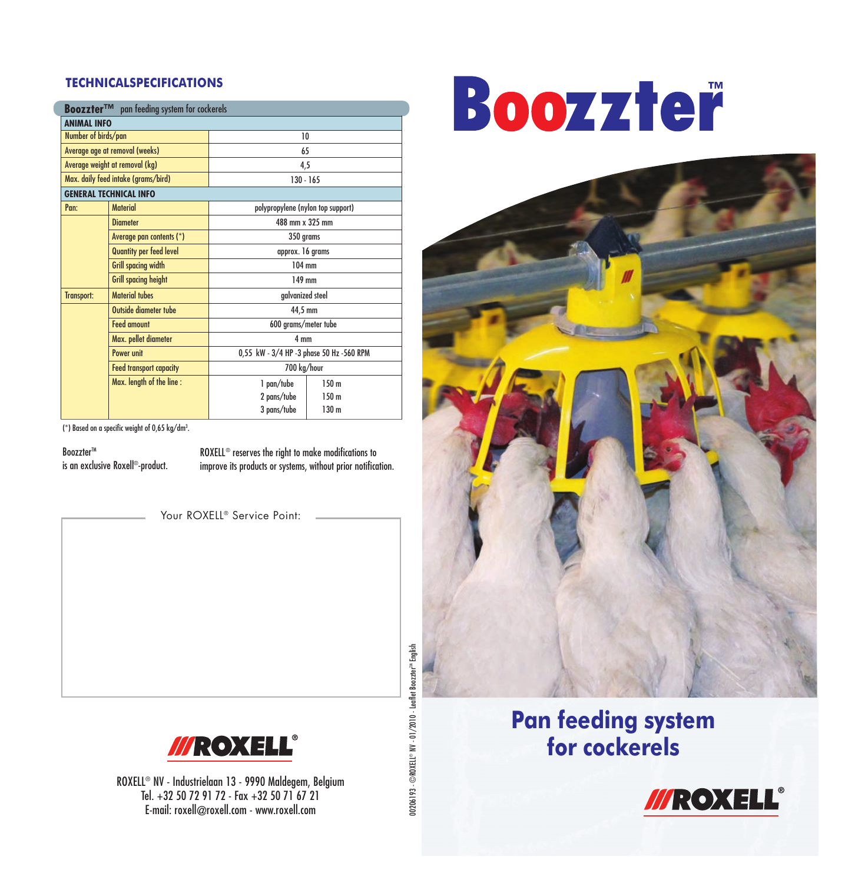## TECHNICALSPECIFICATIONS

| **Boozzter™** pan feeding system for cockerels | | | |
|---|---|---|---|
| **ANIMAL INFO** | | | |
| Number of birds/pan | | 10 | |
| Average age at removal (weeks) | | 65 | |
| Average weight at removal (kg) | | 4,5 | |
| Max. daily feed intake (grams/bird) | | 130 - 165 | |
| **GENERAL TECHNICAL INFO** | | | |
| Pan: | Material | polypropylene (nylon top support) | |
| | Diameter | 488 mm x 325 mm | |
| | Average pan contents (*) | 350 grams | |
| | Quantity per feed level | approx. 16 grams | |
| | Grill spacing width | 104 mm | |
| | Grill spacing height | 149 mm | |
| Transport: | Material tubes | galvanized steel | |
| | Outside diameter tube | 44,5 mm | |
| | Feed amount | 600 grams/meter tube | |
| | Max. pellet diameter | 4 mm | |
| | Power unit | 0,55 kW - 3/4 HP -3 phase 50 Hz -560 RPM | |
| | Feed transport capacity | 700 kg/hour | |
| | Max. length of the line : | 1 pan/tube | 150 m |
| | | 2 pans/tube | 150 m |
| | | 3 pans/tube | 130 m |

(*) Based on a specific weight of 0,65 kg/dm³.

Boozzter™
is an exclusive Roxell®-product.

ROXELL® reserves the right to make modifications to improve its products or systems, without prior notification.

Your ROXELL® Service Point:

ROXELL®

ROXELL® NV - Industrielaan 13 - 9990 Maldegem, Belgium
Tel. +32 50 72 91 72 - Fax +32 50 71 67 21
E-mail: roxell@roxell.com - www.roxell.com

00206193 - ©ROXELL® NV - 01/2010 - Leaflet Boozzter™ English

# Boozzter™

## Pan feeding system for cockerels

ROXELL®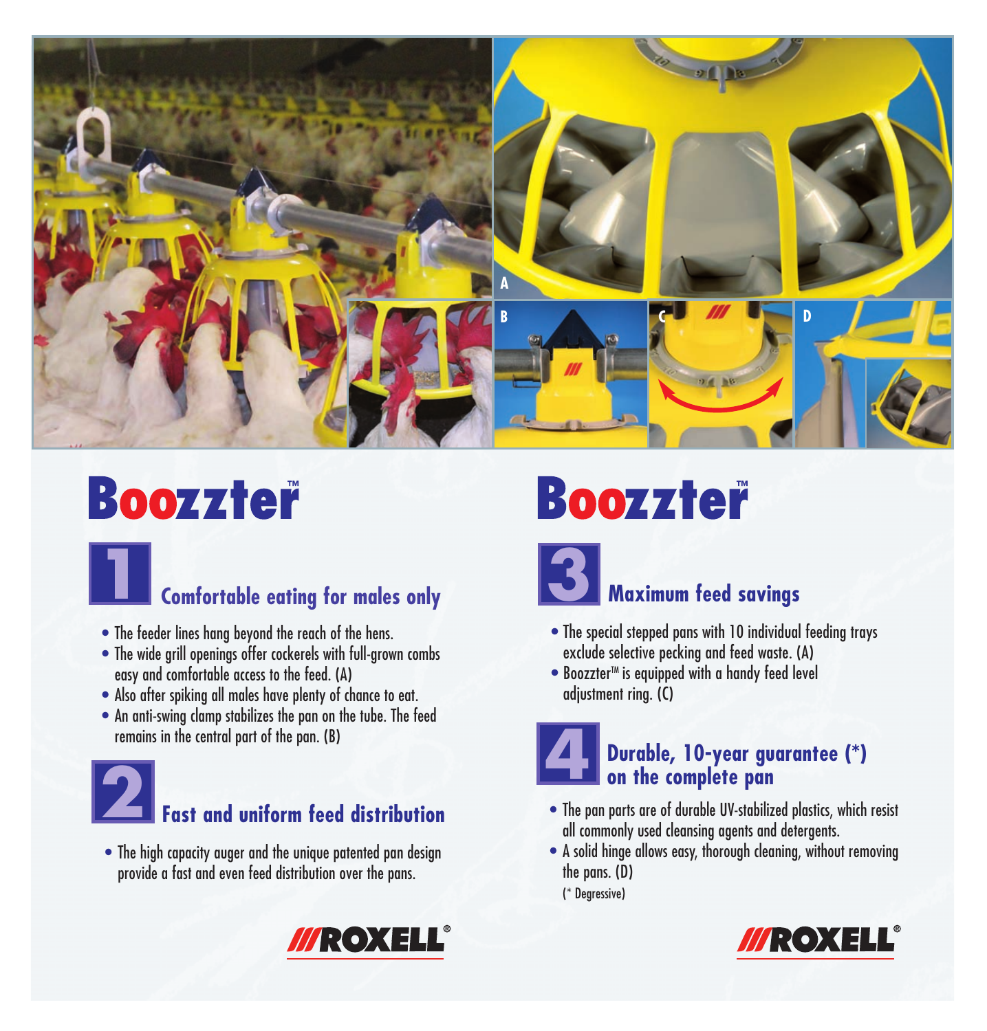# Boozzter™

## 1 Comfortable eating for males only

- The feeder lines hang beyond the reach of the hens.
- The wide grill openings offer cockerels with full-grown combs easy and comfortable access to the feed. (A)
- Also after spiking all males have plenty of chance to eat.
- An anti-swing clamp stabilizes the pan on the tube. The feed remains in the central part of the pan. (B)

## 2 Fast and uniform feed distribution

- The high capacity auger and the unique patented pan design provide a fast and even feed distribution over the pans.

ROXELL®

# Boozzter™

## 3 Maximum feed savings

- The special stepped pans with 10 individual feeding trays exclude selective pecking and feed waste. (A)
- Boozzter™ is equipped with a handy feed level adjustment ring. (C)

## 4 Durable, 10-year guarantee (*) on the complete pan

- The pan parts are of durable UV-stabilized plastics, which resist all commonly used cleansing agents and detergents.
- A solid hinge allows easy, thorough cleaning, without removing the pans. (D)

(* Degressive)

ROXELL®